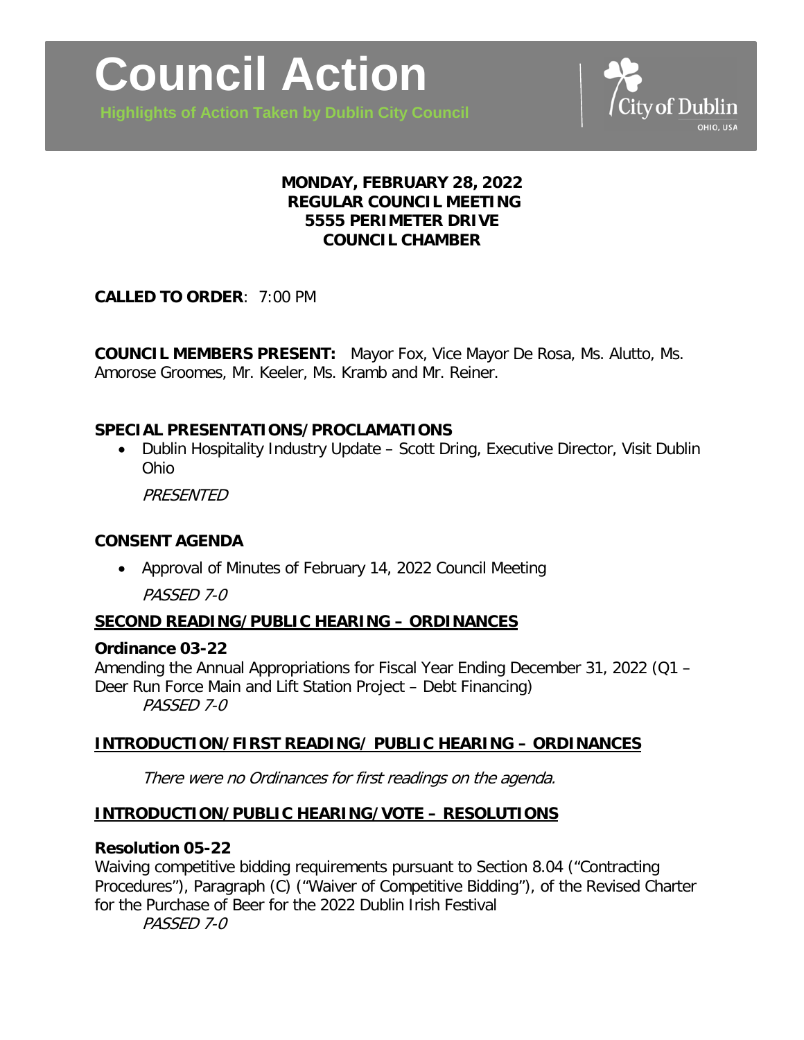# Council Action

**Highlights of Action Taken by Dublin City Council**

City of Dublin
OHIO, USA

**MONDAY, FEBRUARY 28, 2022**
**REGULAR COUNCIL MEETING**
**5555 PERIMETER DRIVE**
**COUNCIL CHAMBER**

**CALLED TO ORDER**: 7:00 PM

**COUNCIL MEMBERS PRESENT:** Mayor Fox, Vice Mayor De Rosa, Ms. Alutto, Ms. Amorose Groomes, Mr. Keeler, Ms. Kramb and Mr. Reiner.

## SPECIAL PRESENTATIONS/PROCLAMATIONS

- Dublin Hospitality Industry Update – Scott Dring, Executive Director, Visit Dublin Ohio

  *PRESENTED*

## CONSENT AGENDA

- Approval of Minutes of February 14, 2022 Council Meeting

  *PASSED 7-0*

## SECOND READING/PUBLIC HEARING – ORDINANCES

**Ordinance 03-22**
Amending the Annual Appropriations for Fiscal Year Ending December 31, 2022 (Q1 – Deer Run Force Main and Lift Station Project – Debt Financing)
*PASSED 7-0*

## INTRODUCTION/FIRST READING/ PUBLIC HEARING – ORDINANCES

*There were no Ordinances for first readings on the agenda.*

## INTRODUCTION/PUBLIC HEARING/VOTE – RESOLUTIONS

**Resolution 05-22**
Waiving competitive bidding requirements pursuant to Section 8.04 ("Contracting Procedures"), Paragraph (C) ("Waiver of Competitive Bidding"), of the Revised Charter for the Purchase of Beer for the 2022 Dublin Irish Festival
*PASSED 7-0*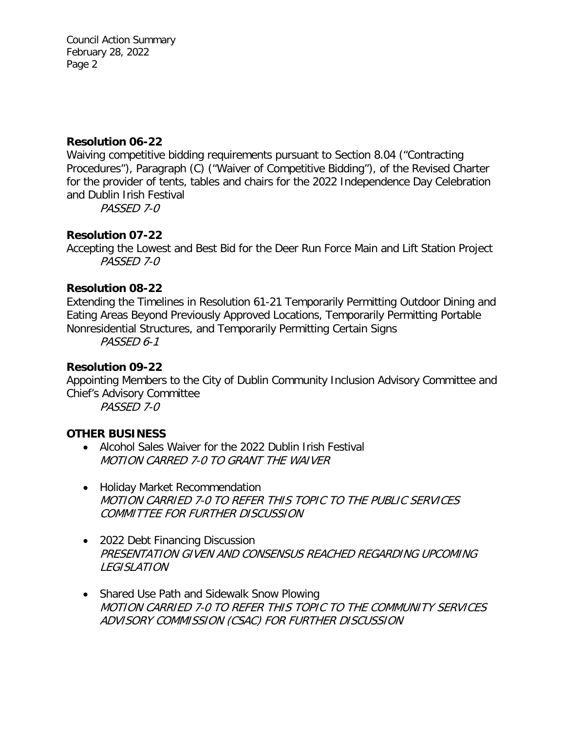**Resolution 06-22**

Waiving competitive bidding requirements pursuant to Section 8.04 ("Contracting Procedures"), Paragraph (C) ("Waiver of Competitive Bidding"), of the Revised Charter for the provider of tents, tables and chairs for the 2022 Independence Day Celebration and Dublin Irish Festival

*PASSED 7-0*

**Resolution 07-22**

Accepting the Lowest and Best Bid for the Deer Run Force Main and Lift Station Project

*PASSED 7-0*

**Resolution 08-22**

Extending the Timelines in Resolution 61-21 Temporarily Permitting Outdoor Dining and Eating Areas Beyond Previously Approved Locations, Temporarily Permitting Portable Nonresidential Structures, and Temporarily Permitting Certain Signs

*PASSED 6-1*

**Resolution 09-22**

Appointing Members to the City of Dublin Community Inclusion Advisory Committee and Chief's Advisory Committee

*PASSED 7-0*

**OTHER BUSINESS**

- Alcohol Sales Waiver for the 2022 Dublin Irish Festival
  *MOTION CARRED 7-0 TO GRANT THE WAIVER*

- Holiday Market Recommendation
  *MOTION CARRIED 7-0 TO REFER THIS TOPIC TO THE PUBLIC SERVICES COMMITTEE FOR FURTHER DISCUSSION*

- 2022 Debt Financing Discussion
  *PRESENTATION GIVEN AND CONSENSUS REACHED REGARDING UPCOMING LEGISLATION*

- Shared Use Path and Sidewalk Snow Plowing
  *MOTION CARRIED 7-0 TO REFER THIS TOPIC TO THE COMMUNITY SERVICES ADVISORY COMMISSION (CSAC) FOR FURTHER DISCUSSION*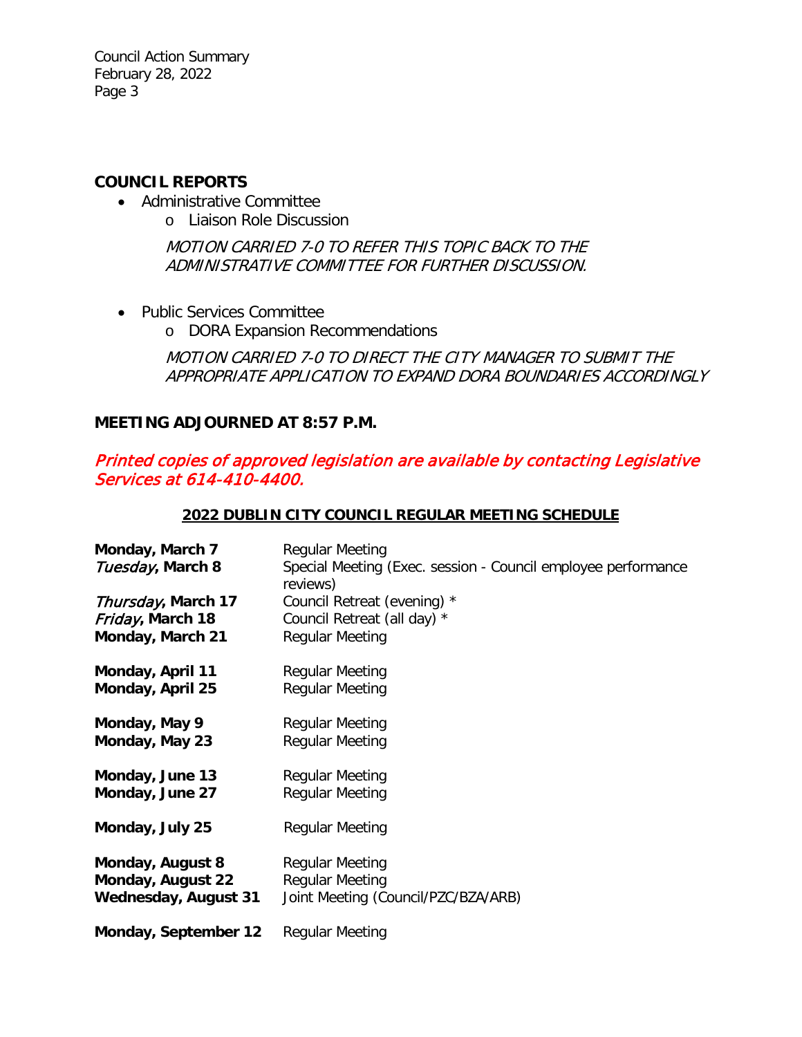## COUNCIL REPORTS

- Administrative Committee
  - Liaison Role Discussion

    *MOTION CARRIED 7-0 TO REFER THIS TOPIC BACK TO THE ADMINISTRATIVE COMMITTEE FOR FURTHER DISCUSSION.*

- Public Services Committee
  - DORA Expansion Recommendations

    *MOTION CARRIED 7-0 TO DIRECT THE CITY MANAGER TO SUBMIT THE APPROPRIATE APPLICATION TO EXPAND DORA BOUNDARIES ACCORDINGLY*

## MEETING ADJOURNED AT 8:57 P.M.

***Printed copies of approved legislation are available by contacting Legislative Services at 614-410-4400.***

### 2022 DUBLIN CITY COUNCIL REGULAR MEETING SCHEDULE

| | |
|---|---|
| **Monday, March 7** | Regular Meeting |
| ***Tuesday*, March 8** | Special Meeting (Exec. session - Council employee performance reviews) |
| ***Thursday*, March 17** | Council Retreat (evening) * |
| ***Friday*, March 18** | Council Retreat (all day) * |
| **Monday, March 21** | Regular Meeting |
| **Monday, April 11** | Regular Meeting |
| **Monday, April 25** | Regular Meeting |
| **Monday, May 9** | Regular Meeting |
| **Monday, May 23** | Regular Meeting |
| **Monday, June 13** | Regular Meeting |
| **Monday, June 27** | Regular Meeting |
| **Monday, July 25** | Regular Meeting |
| **Monday, August 8** | Regular Meeting |
| **Monday, August 22** | Regular Meeting |
| **Wednesday, August 31** | Joint Meeting (Council/PZC/BZA/ARB) |
| **Monday, September 12** | Regular Meeting |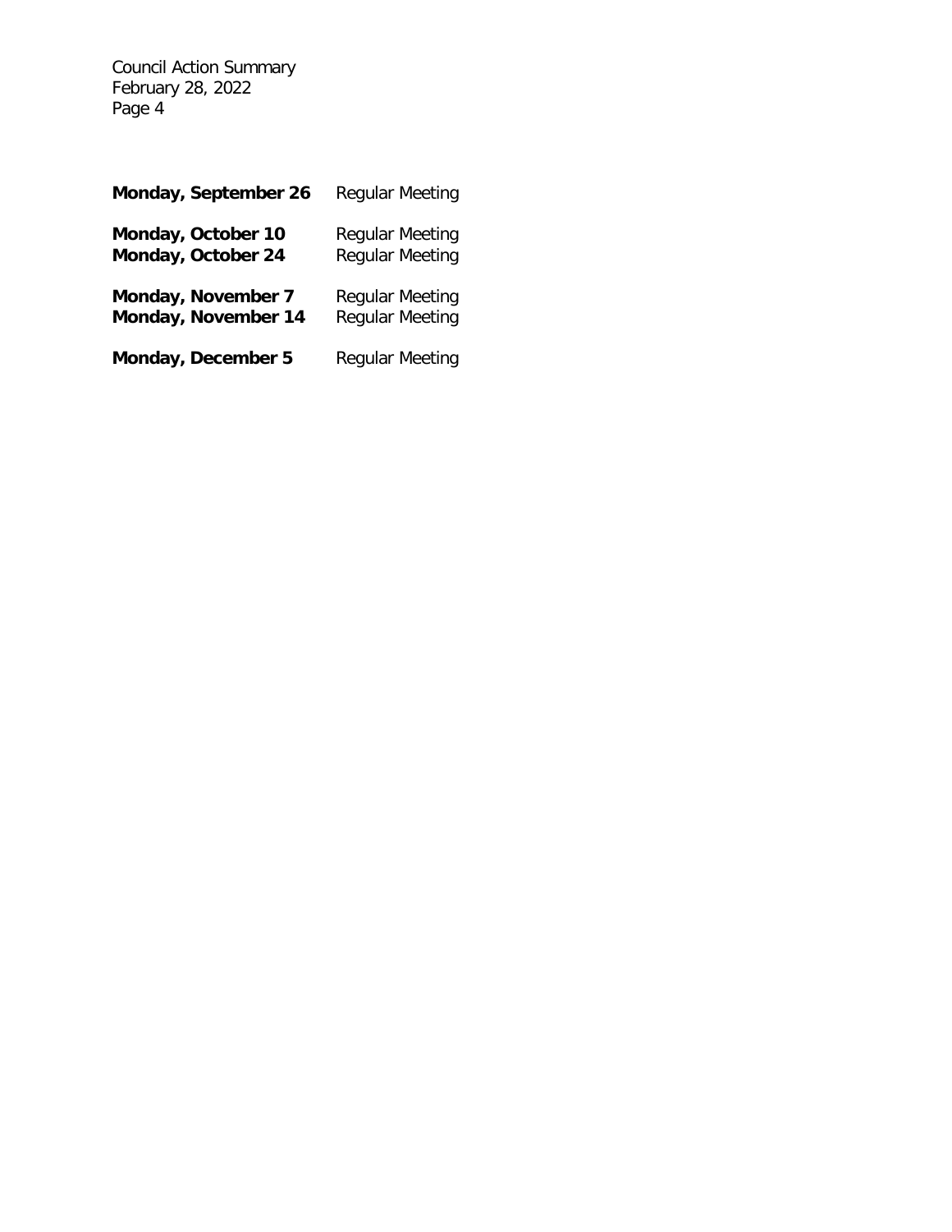| | |
|---|---|
| **Monday, September 26** | Regular Meeting |
| **Monday, October 10** | Regular Meeting |
| **Monday, October 24** | Regular Meeting |
| **Monday, November 7** | Regular Meeting |
| **Monday, November 14** | Regular Meeting |
| **Monday, December 5** | Regular Meeting |